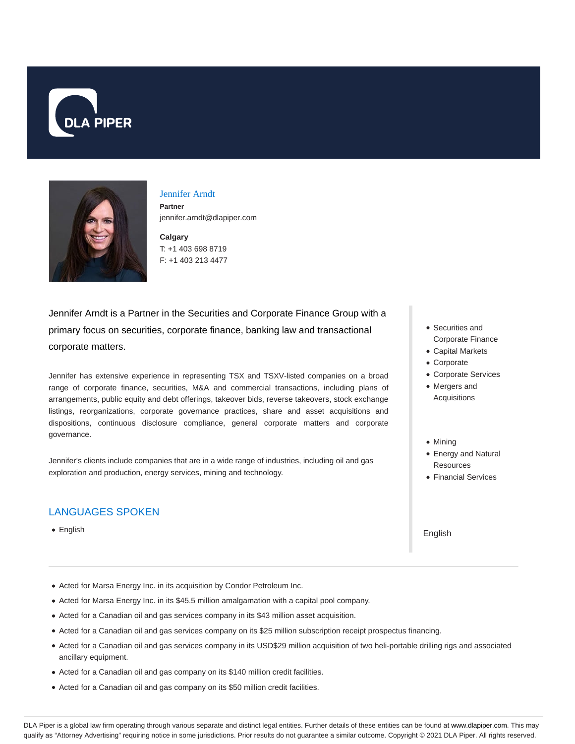# Jennifer Arndt

**Partner**

jennifer.arndt@dlapiper.com

**Calgary**

T: +1 403 698 8719

F: +1 403 213 4477

Jennifer Arndt is a Partner in the Securities and Corporate Finance Group with a primary focus on securities, corporate finance, banking law and transactional corporate matters.

Jennifer has extensive experience in representing TSX and TSXV-listed companies on a broad range of corporate finance, securities, M&A and commercial transactions, including plans of arrangements, public equity and debt offerings, takeover bids, reverse takeovers, stock exchange listings, reorganizations, corporate governance practices, share and asset acquisitions and dispositions, continuous disclosure compliance, general corporate matters and corporate governance.

Jennifer's clients include companies that are in a wide range of industries, including oil and gas exploration and production, energy services, mining and technology.

## LANGUAGES SPOKEN

- English

- Securities and Corporate Finance
- Capital Markets
- Corporate
- Corporate Services
- Mergers and Acquisitions

- Mining
- Energy and Natural Resources
- Financial Services

English

- Acted for Marsa Energy Inc. in its acquisition by Condor Petroleum Inc.
- Acted for Marsa Energy Inc. in its $45.5 million amalgamation with a capital pool company.
- Acted for a Canadian oil and gas services company in its $43 million asset acquisition.
- Acted for a Canadian oil and gas services company on its $25 million subscription receipt prospectus financing.
- Acted for a Canadian oil and gas services company in its USD$29 million acquisition of two heli-portable drilling rigs and associated ancillary equipment.
- Acted for a Canadian oil and gas company on its $140 million credit facilities.
- Acted for a Canadian oil and gas company on its $50 million credit facilities.

DLA Piper is a global law firm operating through various separate and distinct legal entities. Further details of these entities can be found at www.dlapiper.com. This may qualify as "Attorney Advertising" requiring notice in some jurisdictions. Prior results do not guarantee a similar outcome. Copyright © 2021 DLA Piper. All rights reserved.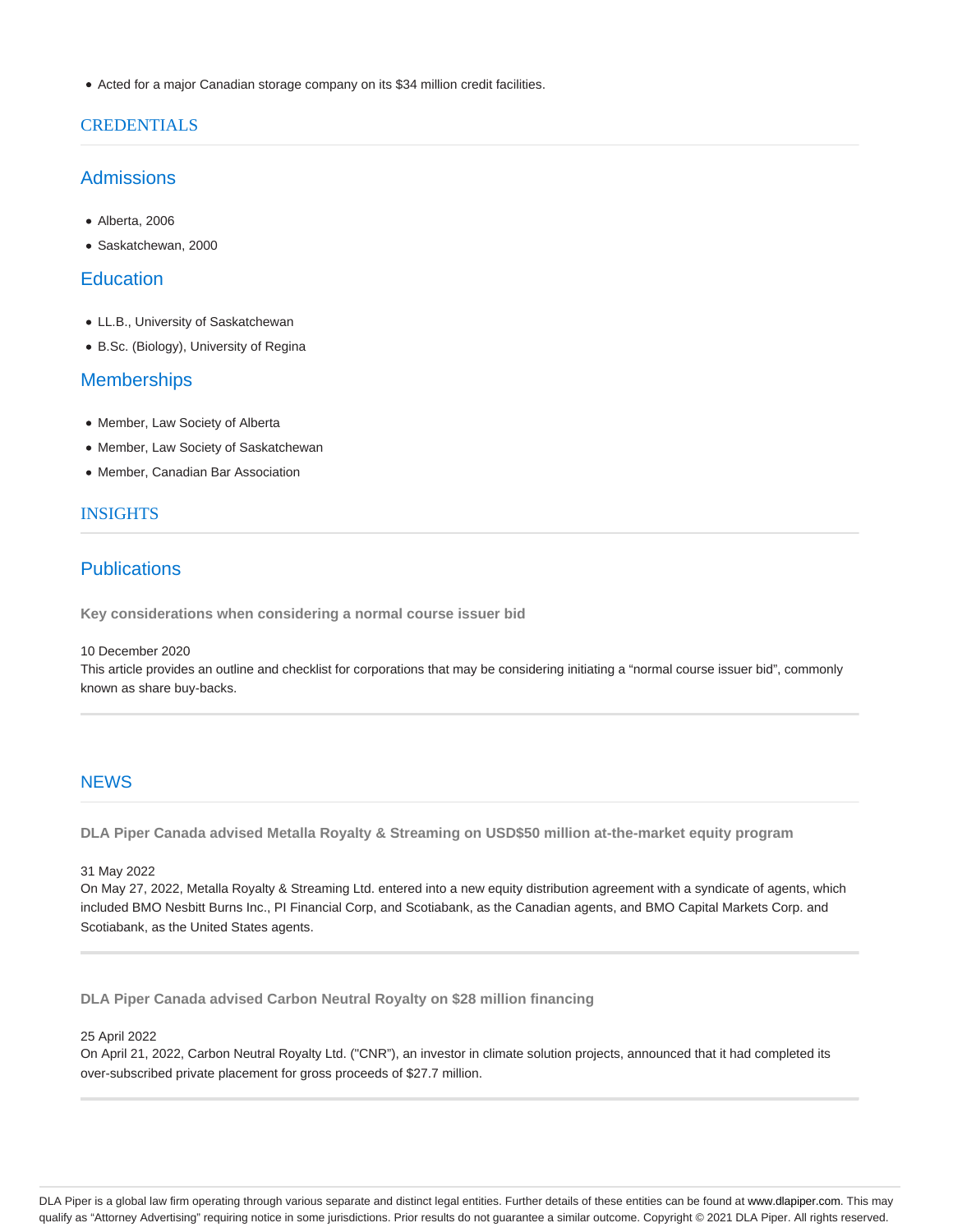- Acted for a major Canadian storage company on its $34 million credit facilities.

## CREDENTIALS

### Admissions

- Alberta, 2006
- Saskatchewan, 2000

### Education

- LL.B., University of Saskatchewan
- B.Sc. (Biology), University of Regina

### Memberships

- Member, Law Society of Alberta
- Member, Law Society of Saskatchewan
- Member, Canadian Bar Association

## INSIGHTS

### Publications

**Key considerations when considering a normal course issuer bid**

10 December 2020
This article provides an outline and checklist for corporations that may be considering initiating a "normal course issuer bid", commonly known as share buy-backs.

## NEWS

**DLA Piper Canada advised Metalla Royalty & Streaming on USD$50 million at-the-market equity program**

31 May 2022
On May 27, 2022, Metalla Royalty & Streaming Ltd. entered into a new equity distribution agreement with a syndicate of agents, which included BMO Nesbitt Burns Inc., PI Financial Corp, and Scotiabank, as the Canadian agents, and BMO Capital Markets Corp. and Scotiabank, as the United States agents.

**DLA Piper Canada advised Carbon Neutral Royalty on $28 million financing**

25 April 2022
On April 21, 2022, Carbon Neutral Royalty Ltd. ("CNR"), an investor in climate solution projects, announced that it had completed its over-subscribed private placement for gross proceeds of $27.7 million.

DLA Piper is a global law firm operating through various separate and distinct legal entities. Further details of these entities can be found at www.dlapiper.com. This may qualify as "Attorney Advertising" requiring notice in some jurisdictions. Prior results do not guarantee a similar outcome. Copyright © 2021 DLA Piper. All rights reserved.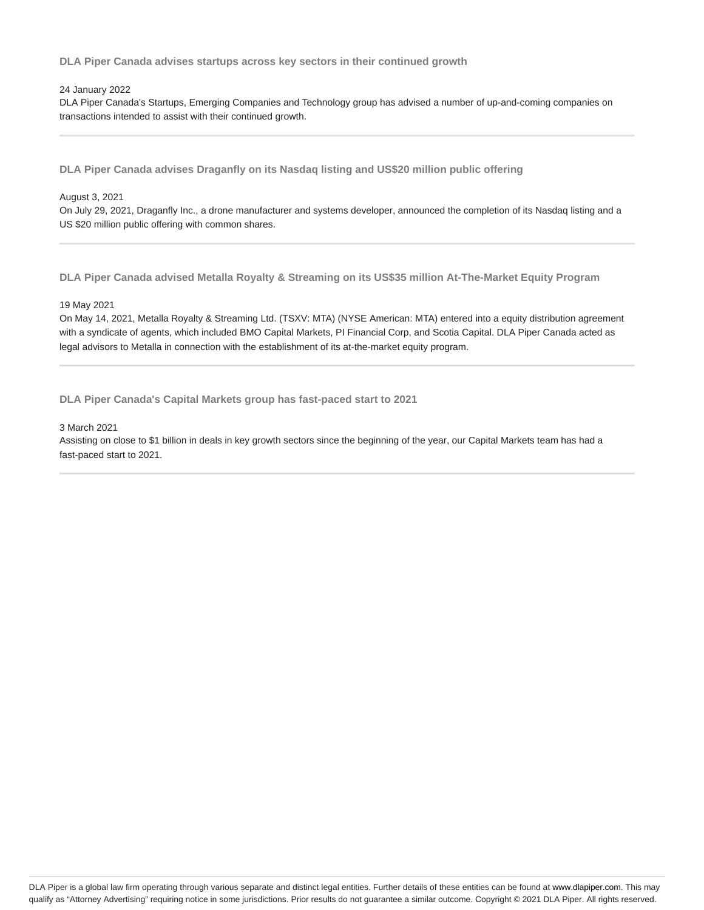### DLA Piper Canada advises startups across key sectors in their continued growth

24 January 2022

DLA Piper Canada's Startups, Emerging Companies and Technology group has advised a number of up-and-coming companies on transactions intended to assist with their continued growth.

---

### DLA Piper Canada advises Draganfly on its Nasdaq listing and US$20 million public offering

August 3, 2021

On July 29, 2021, Draganfly Inc., a drone manufacturer and systems developer, announced the completion of its Nasdaq listing and a US $20 million public offering with common shares.

---

### DLA Piper Canada advised Metalla Royalty & Streaming on its US$35 million At-The-Market Equity Program

19 May 2021

On May 14, 2021, Metalla Royalty & Streaming Ltd. (TSXV: MTA) (NYSE American: MTA) entered into a equity distribution agreement with a syndicate of agents, which included BMO Capital Markets, PI Financial Corp, and Scotia Capital. DLA Piper Canada acted as legal advisors to Metalla in connection with the establishment of its at-the-market equity program.

---

### DLA Piper Canada's Capital Markets group has fast-paced start to 2021

3 March 2021

Assisting on close to $1 billion in deals in key growth sectors since the beginning of the year, our Capital Markets team has had a fast-paced start to 2021.

---

DLA Piper is a global law firm operating through various separate and distinct legal entities. Further details of these entities can be found at www.dlapiper.com. This may qualify as "Attorney Advertising" requiring notice in some jurisdictions. Prior results do not guarantee a similar outcome. Copyright © 2021 DLA Piper. All rights reserved.